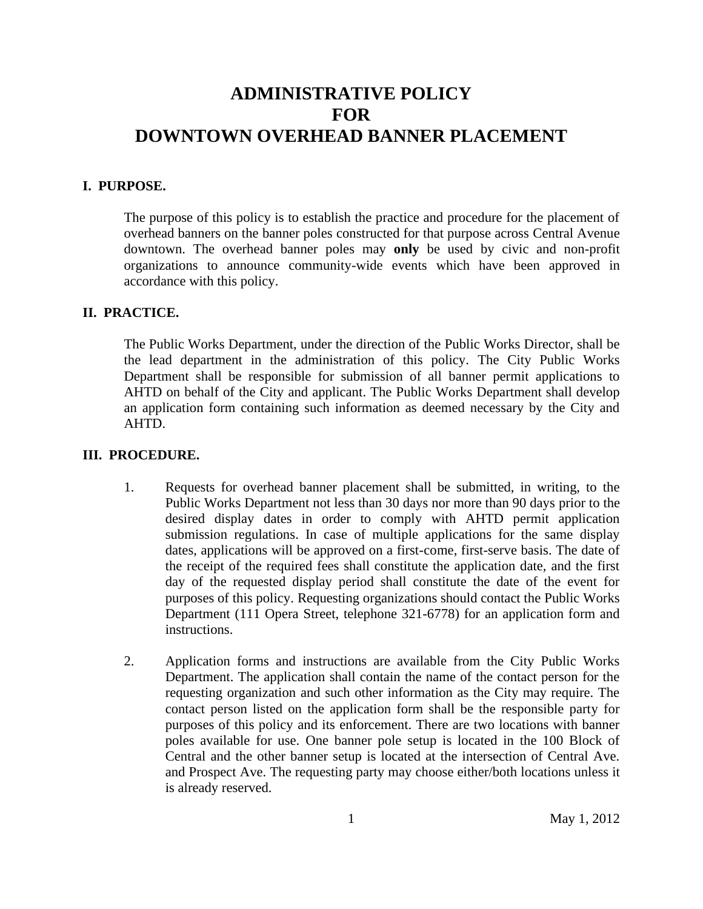# ADMINISTRATIVE POLICY FOR DOWNTOWN OVERHEAD BANNER PLACEMENT

## I. PURPOSE.

The purpose of this policy is to establish the practice and procedure for the placement of overhead banners on the banner poles constructed for that purpose across Central Avenue downtown. The overhead banner poles may **only** be used by civic and non-profit organizations to announce community-wide events which have been approved in accordance with this policy.

## II. PRACTICE.

The Public Works Department, under the direction of the Public Works Director, shall be the lead department in the administration of this policy. The City Public Works Department shall be responsible for submission of all banner permit applications to AHTD on behalf of the City and applicant. The Public Works Department shall develop an application form containing such information as deemed necessary by the City and AHTD.

## III. PROCEDURE.

1. Requests for overhead banner placement shall be submitted, in writing, to the Public Works Department not less than 30 days nor more than 90 days prior to the desired display dates in order to comply with AHTD permit application submission regulations. In case of multiple applications for the same display dates, applications will be approved on a first-come, first-serve basis. The date of the receipt of the required fees shall constitute the application date, and the first day of the requested display period shall constitute the date of the event for purposes of this policy. Requesting organizations should contact the Public Works Department (111 Opera Street, telephone 321-6778) for an application form and instructions.

2. Application forms and instructions are available from the City Public Works Department. The application shall contain the name of the contact person for the requesting organization and such other information as the City may require. The contact person listed on the application form shall be the responsible party for purposes of this policy and its enforcement. There are two locations with banner poles available for use. One banner pole setup is located in the 100 Block of Central and the other banner setup is located at the intersection of Central Ave. and Prospect Ave. The requesting party may choose either/both locations unless it is already reserved.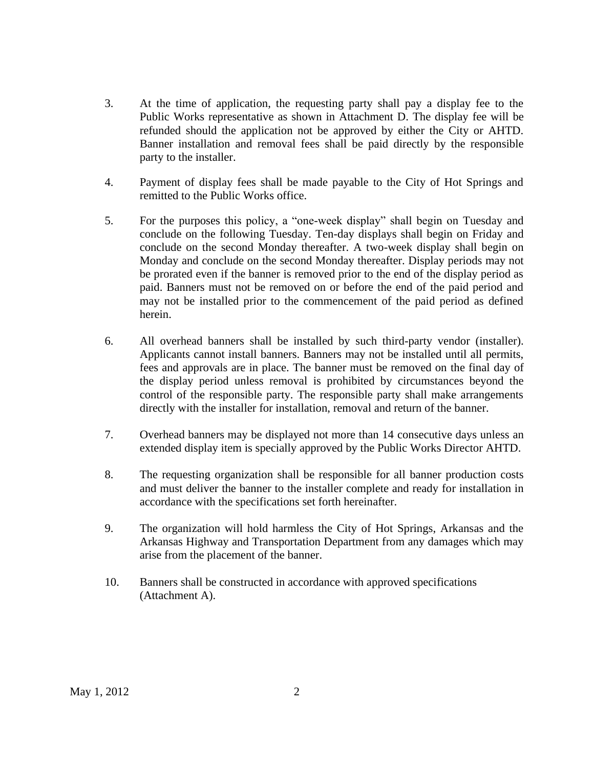3. At the time of application, the requesting party shall pay a display fee to the Public Works representative as shown in Attachment D. The display fee will be refunded should the application not be approved by either the City or AHTD. Banner installation and removal fees shall be paid directly by the responsible party to the installer.

4. Payment of display fees shall be made payable to the City of Hot Springs and remitted to the Public Works office.

5. For the purposes this policy, a "one-week display" shall begin on Tuesday and conclude on the following Tuesday. Ten-day displays shall begin on Friday and conclude on the second Monday thereafter. A two-week display shall begin on Monday and conclude on the second Monday thereafter. Display periods may not be prorated even if the banner is removed prior to the end of the display period as paid. Banners must not be removed on or before the end of the paid period and may not be installed prior to the commencement of the paid period as defined herein.

6. All overhead banners shall be installed by such third-party vendor (installer). Applicants cannot install banners. Banners may not be installed until all permits, fees and approvals are in place. The banner must be removed on the final day of the display period unless removal is prohibited by circumstances beyond the control of the responsible party. The responsible party shall make arrangements directly with the installer for installation, removal and return of the banner.

7. Overhead banners may be displayed not more than 14 consecutive days unless an extended display item is specially approved by the Public Works Director AHTD.

8. The requesting organization shall be responsible for all banner production costs and must deliver the banner to the installer complete and ready for installation in accordance with the specifications set forth hereinafter.

9. The organization will hold harmless the City of Hot Springs, Arkansas and the Arkansas Highway and Transportation Department from any damages which may arise from the placement of the banner.

10. Banners shall be constructed in accordance with approved specifications (Attachment A).

May 1, 2012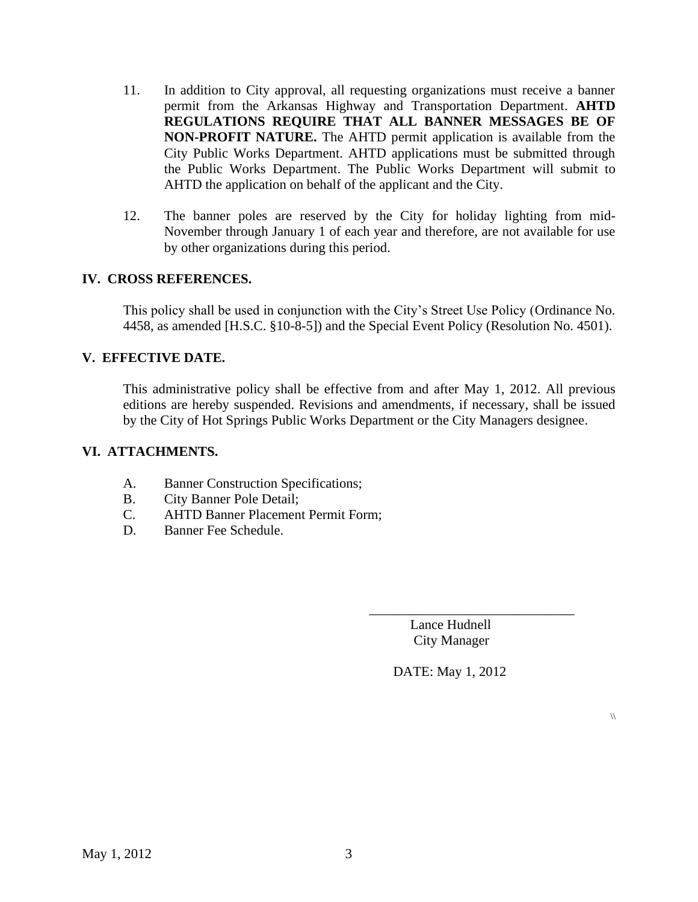11. In addition to City approval, all requesting organizations must receive a banner permit from the Arkansas Highway and Transportation Department. **AHTD REGULATIONS REQUIRE THAT ALL BANNER MESSAGES BE OF NON-PROFIT NATURE.** The AHTD permit application is available from the City Public Works Department. AHTD applications must be submitted through the Public Works Department. The Public Works Department will submit to AHTD the application on behalf of the applicant and the City.

12. The banner poles are reserved by the City for holiday lighting from mid-November through January 1 of each year and therefore, are not available for use by other organizations during this period.

## IV. CROSS REFERENCES.

This policy shall be used in conjunction with the City's Street Use Policy (Ordinance No. 4458, as amended [H.S.C. §10-8-5]) and the Special Event Policy (Resolution No. 4501).

## V. EFFECTIVE DATE.

This administrative policy shall be effective from and after May 1, 2012. All previous editions are hereby suspended. Revisions and amendments, if necessary, shall be issued by the City of Hot Springs Public Works Department or the City Managers designee.

## VI. ATTACHMENTS.

A. Banner Construction Specifications;
B. City Banner Pole Detail;
C. AHTD Banner Placement Permit Form;
D. Banner Fee Schedule.

_______________________________
Lance Hudnell
City Manager

DATE: May 1, 2012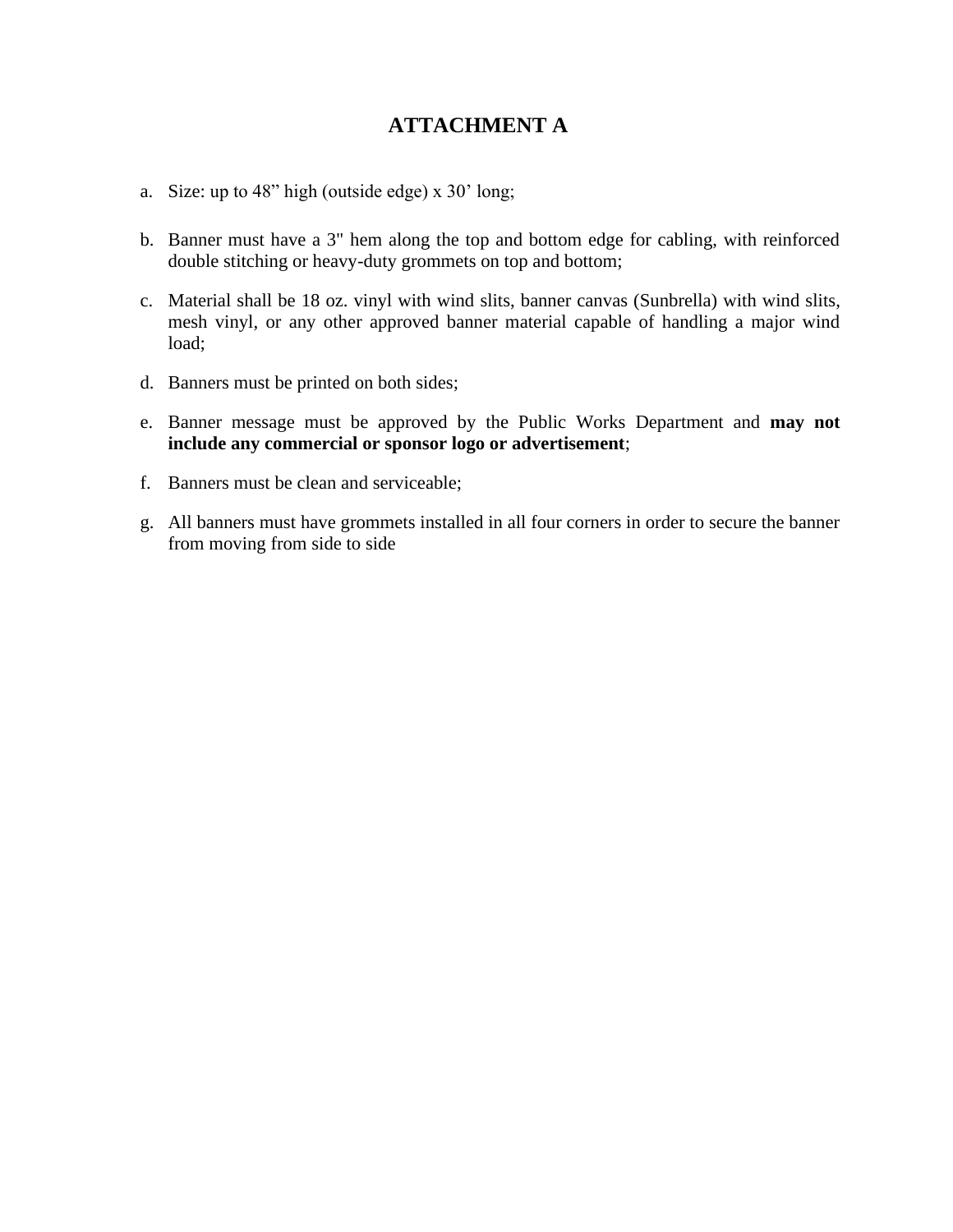# ATTACHMENT A

a. Size: up to 48" high (outside edge) x 30' long;

b. Banner must have a 3" hem along the top and bottom edge for cabling, with reinforced double stitching or heavy-duty grommets on top and bottom;

c. Material shall be 18 oz. vinyl with wind slits, banner canvas (Sunbrella) with wind slits, mesh vinyl, or any other approved banner material capable of handling a major wind load;

d. Banners must be printed on both sides;

e. Banner message must be approved by the Public Works Department and **may not include any commercial or sponsor logo or advertisement**;

f. Banners must be clean and serviceable;

g. All banners must have grommets installed in all four corners in order to secure the banner from moving from side to side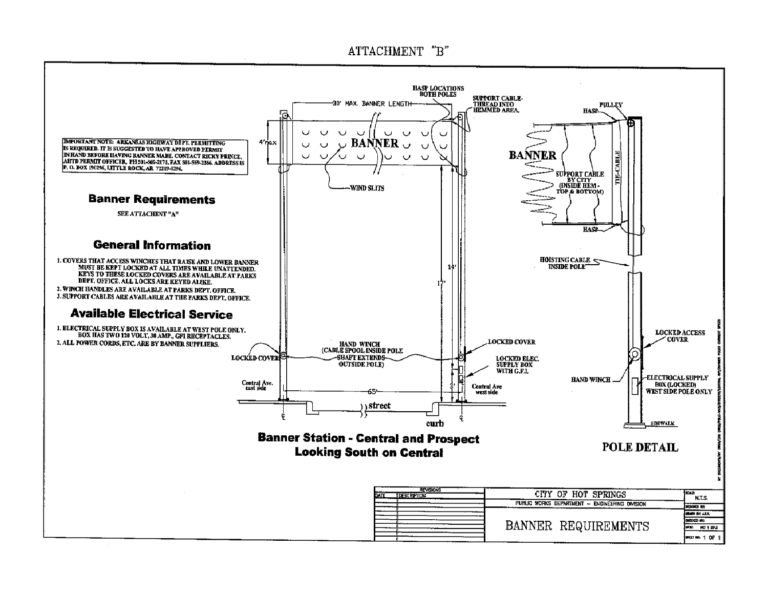# ATTACHMENT "B"

IMPORTANT NOTE: ARKANSAS HIGHWAY DEPT. PERMITTING IS REQUIRED. IT IS SUGGESTED TO HAVE APPROVED PERMIT IN HAND BEFORE HAVING BANNER MADE. CONTACT RICKY PRINCE, AHTD PERMIT OFFICER, PH 501-569-2171, FAX 501-569-2366. ADDRESS IS P. O. BOX 190296, LITTLE ROCK, AR 72219-0296.

## Banner Requirements

SEE ATTACHMENT "A"

## General Information

1. COVERS THAT ACCESS WINCHES THAT RAISE AND LOWER BANNER MUST BE KEPT LOCKED AT ALL TIMES WHILE UNATTENDED. KEYS TO THESE LOCKED COVERS ARE AVAILABLE AT PARKS DEPT. OFFICE. ALL LOCKS ARE KEYED ALIKE.
2. WINCH HANDLES ARE AVAILABLE AT PARKS DEPT. OFFICE.
3. SUPPORT CABLES ARE AVAILABLE AT THE PARKS DEPT. OFFICE.

## Available Electrical Service

1. ELECTRICAL SUPPLY BOX IS AVAILABLE AT WEST POLE ONLY. BOX HAS TWO 120 VOLT, 30 AMP., GFI RECEPTACLES.
2. ALL POWER CORDS, ETC. ARE BY BANNER SUPPLIERS.

HASP LOCATIONS BOTH POLES

30' MAX. BANNER LENGTH

SUPPORT CABLE- THREAD INTO HEMMED AREA.

4' max.

BANNER

WIND SLITS

14'

17'

HAND WINCH (CABLE SPOOL INSIDE POLE SHAFT EXTENDS OUTSIDE POLE)

LOCKED COVER

LOCKED COVER

LOCKED ELEC. SUPPLY BOX WITH G.F.I.

Central Ave. east side

Central Ave west side

65'

3'

street

curb

**Banner Station - Central and Prospect Looking South on Central**

PULLEY

HASP

BANNER

SUPPORT CABLE BY CITY (INSIDE HEM - TOP & BOTTOM)

TIE-CABLE

HASP

HOISTING CABLE INSIDE POLE

LOCKED ACCESS COVER

HAND WINCH

ELECTRICAL SUPPLY BOX (LOCKED) WEST SIDE POLE ONLY

SIDEWALK

**POLE DETAIL**

| REVISIONS | | CITY OF HOT SPRINGS | SCALE: N.T.S. |
|---|---|---|---|
| DATE | DESCRIPTION | PUBLIC WORKS DEPARTMENT – ENGINEERING DIVISION | DESIGNED BY: |
| | | | DRAWN BY: J.R.S. |
| | | BANNER REQUIREMENTS | CHECKED BY: |
| | | | DATE: NOV 3 2012 |
| | | | SHEET NO. 1 OF 1 |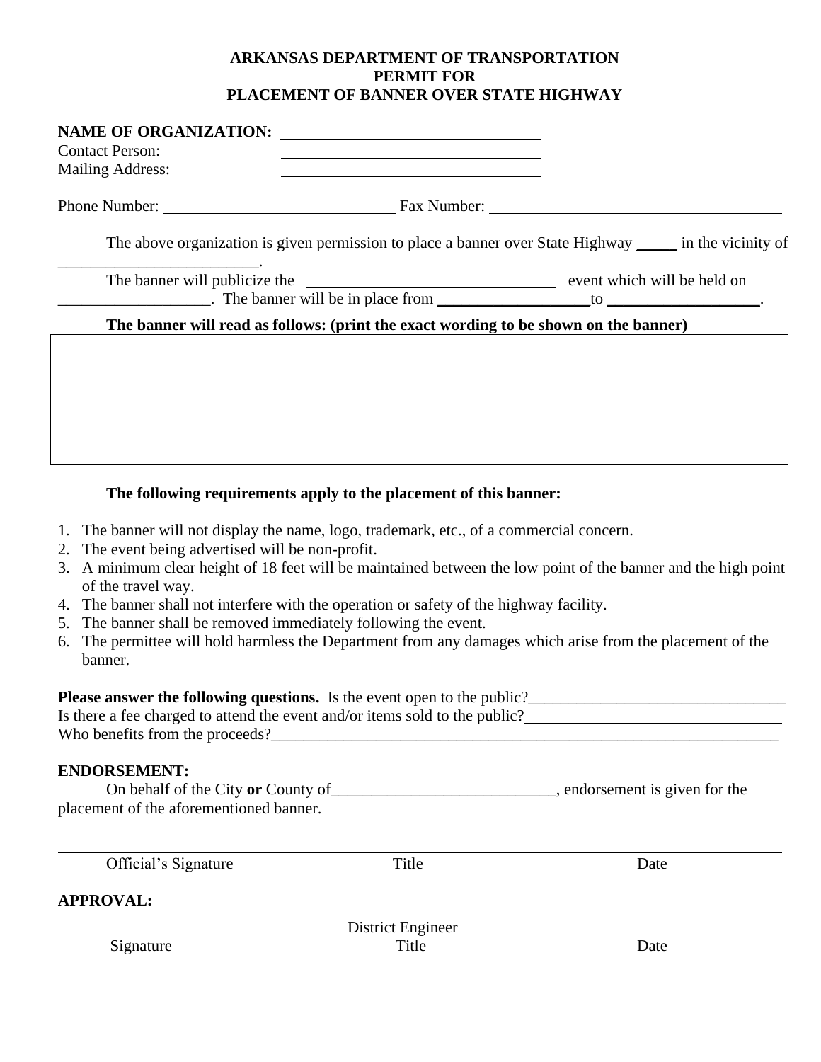**ARKANSAS DEPARTMENT OF TRANSPORTATION**
**PERMIT FOR**
**PLACEMENT OF BANNER OVER STATE HIGHWAY**

**NAME OF ORGANIZATION:** ______________________________
Contact Person: ______________________________
Mailing Address: ______________________________
______________________________
Phone Number: ___________________________ Fax Number: ___________________________________

The above organization is given permission to place a banner over State Highway _____ in the vicinity of _________________________.

The banner will publicize the ______________________________ event which will be held on __________________. The banner will be in place from __________________to __________________.

**The banner will read as follows: (print the exact wording to be shown on the banner)**

| |
|---|
| |

**The following requirements apply to the placement of this banner:**

1. The banner will not display the name, logo, trademark, etc., of a commercial concern.
2. The event being advertised will be non-profit.
3. A minimum clear height of 18 feet will be maintained between the low point of the banner and the high point of the travel way.
4. The banner shall not interfere with the operation or safety of the highway facility.
5. The banner shall be removed immediately following the event.
6. The permittee will hold harmless the Department from any damages which arise from the placement of the banner.

**Please answer the following questions.** Is the event open to the public?________________________________
Is there a fee charged to attend the event and/or items sold to the public?________________________________
Who benefits from the proceeds?________________________________________________________________

**ENDORSEMENT:**

On behalf of the City **or** County of____________________________, endorsement is given for the placement of the aforementioned banner.

______________________________________________________________________________
Official's Signature Title Date

**APPROVAL:**

______________________________ District Engineer ______________________________
Signature Title Date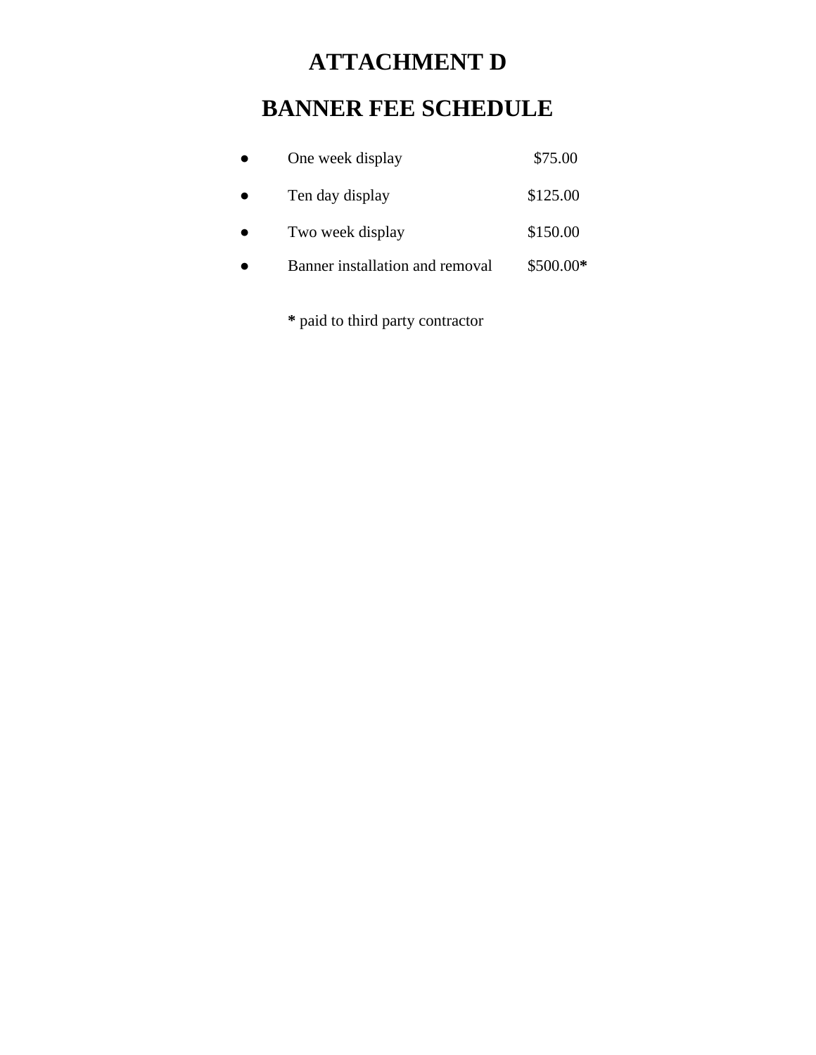# ATTACHMENT D

# BANNER FEE SCHEDULE

- One week display $75.00
- Ten day display $125.00
- Two week display $150.00
- Banner installation and removal $500.00**\***

**\*** paid to third party contractor